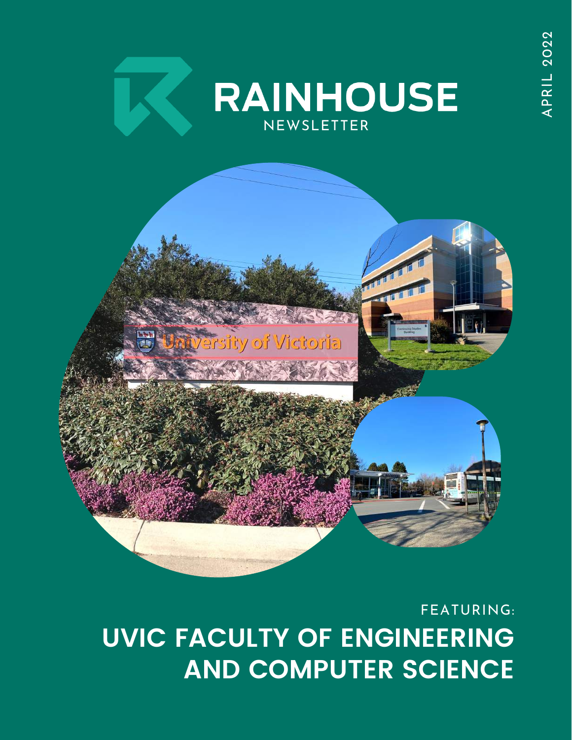# RAINHOUSE

NEWSLETTER

APRIL 2022

FEATURING:

## UVIC FACULTY OF ENGINEERING AND COMPUTER SCIENCE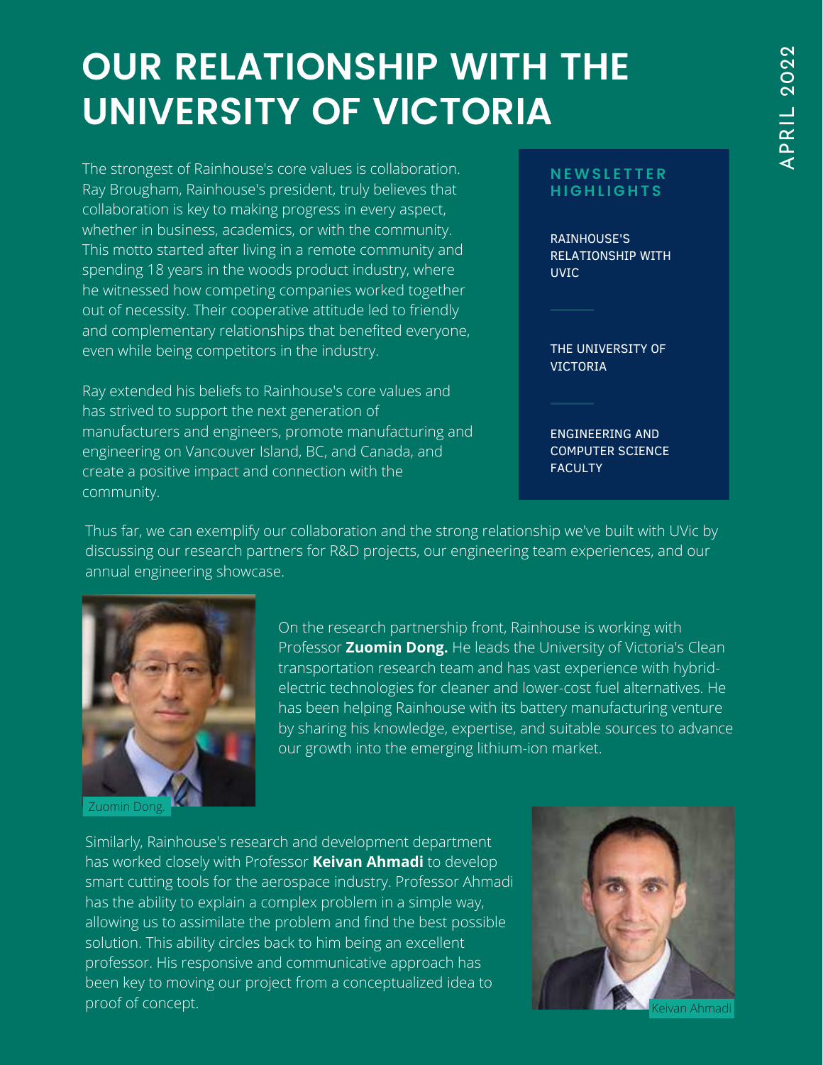# OUR RELATIONSHIP WITH THE UNIVERSITY OF VICTORIA

The strongest of Rainhouse's core values is collaboration. Ray Brougham, Rainhouse's president, truly believes that collaboration is key to making progress in every aspect, whether in business, academics, or with the community. This motto started after living in a remote community and spending 18 years in the woods product industry, where he witnessed how competing companies worked together out of necessity. Their cooperative attitude led to friendly and complementary relationships that benefited everyone, even while being competitors in the industry.

Ray extended his beliefs to Rainhouse's core values and has strived to support the next generation of manufacturers and engineers, promote manufacturing and engineering on Vancouver Island, BC, and Canada, and create a positive impact and connection with the community.

**NEWSLETTER HIGHLIGHTS**

- RAINHOUSE'S RELATIONSHIP WITH UVIC
- THE UNIVERSITY OF VICTORIA
- ENGINEERING AND COMPUTER SCIENCE FACULTY

Thus far, we can exemplify our collaboration and the strong relationship we've built with UVic by discussing our research partners for R&D projects, our engineering team experiences, and our annual engineering showcase.

Zuomin Dong.

On the research partnership front, Rainhouse is working with Professor **Zuomin Dong.** He leads the University of Victoria's Clean transportation research team and has vast experience with hybrid-electric technologies for cleaner and lower-cost fuel alternatives. He has been helping Rainhouse with its battery manufacturing venture by sharing his knowledge, expertise, and suitable sources to advance our growth into the emerging lithium-ion market.

Similarly, Rainhouse's research and development department has worked closely with Professor **Keivan Ahmadi** to develop smart cutting tools for the aerospace industry. Professor Ahmadi has the ability to explain a complex problem in a simple way, allowing us to assimilate the problem and find the best possible solution. This ability circles back to him being an excellent professor. His responsive and communicative approach has been key to moving our project from a conceptualized idea to proof of concept.

Keivan Ahmadi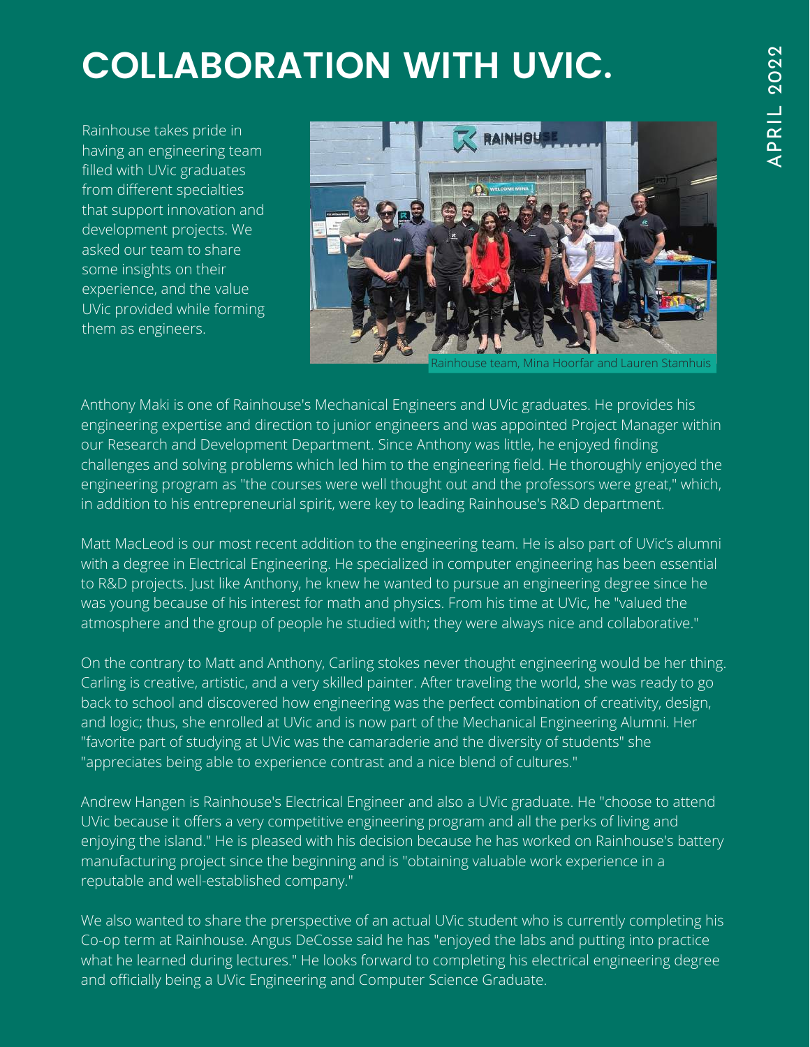# COLLABORATION WITH UVIC.

Rainhouse takes pride in having an engineering team filled with UVic graduates from different specialties that support innovation and development projects. We asked our team to share some insights on their experience, and the value UVic provided while forming them as engineers.

Rainhouse team, Mina Hoorfar and Lauren Stamhuis

Anthony Maki is one of Rainhouse's Mechanical Engineers and UVic graduates. He provides his engineering expertise and direction to junior engineers and was appointed Project Manager within our Research and Development Department. Since Anthony was little, he enjoyed finding challenges and solving problems which led him to the engineering field. He thoroughly enjoyed the engineering program as "the courses were well thought out and the professors were great," which, in addition to his entrepreneurial spirit, were key to leading Rainhouse's R&D department.

Matt MacLeod is our most recent addition to the engineering team. He is also part of UVic's alumni with a degree in Electrical Engineering. He specialized in computer engineering has been essential to R&D projects. Just like Anthony, he knew he wanted to pursue an engineering degree since he was young because of his interest for math and physics. From his time at UVic, he "valued the atmosphere and the group of people he studied with; they were always nice and collaborative."

On the contrary to Matt and Anthony, Carling stokes never thought engineering would be her thing. Carling is creative, artistic, and a very skilled painter. After traveling the world, she was ready to go back to school and discovered how engineering was the perfect combination of creativity, design, and logic; thus, she enrolled at UVic and is now part of the Mechanical Engineering Alumni. Her "favorite part of studying at UVic was the camaraderie and the diversity of students" she "appreciates being able to experience contrast and a nice blend of cultures."

Andrew Hangen is Rainhouse's Electrical Engineer and also a UVic graduate. He "choose to attend UVic because it offers a very competitive engineering program and all the perks of living and enjoying the island." He is pleased with his decision because he has worked on Rainhouse's battery manufacturing project since the beginning and is "obtaining valuable work experience in a reputable and well-established company."

We also wanted to share the prerspective of an actual UVic student who is currently completing his Co-op term at Rainhouse. Angus DeCosse said he has "enjoyed the labs and putting into practice what he learned during lectures." He looks forward to completing his electrical engineering degree and officially being a UVic Engineering and Computer Science Graduate.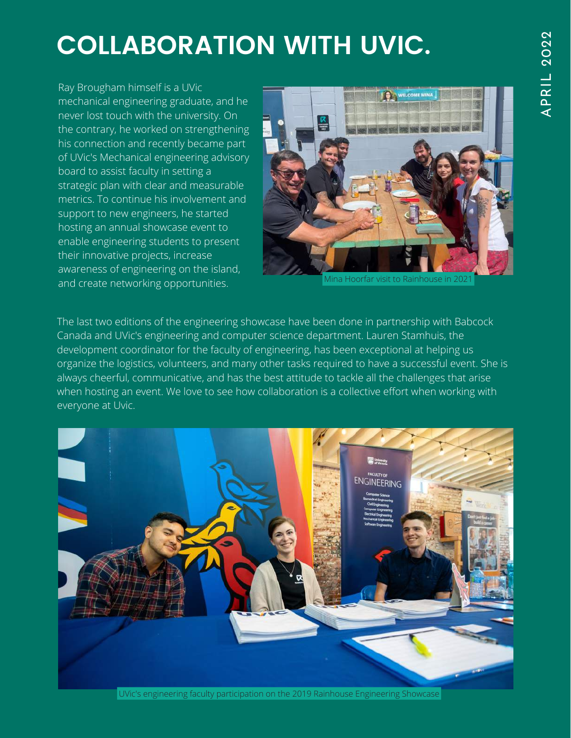# COLLABORATION WITH UVIC.

Ray Brougham himself is a UVic mechanical engineering graduate, and he never lost touch with the university. On the contrary, he worked on strengthening his connection and recently became part of UVic's Mechanical engineering advisory board to assist faculty in setting a strategic plan with clear and measurable metrics. To continue his involvement and support to new engineers, he started hosting an annual showcase event to enable engineering students to present their innovative projects, increase awareness of engineering on the island, and create networking opportunities.

Mina Hoorfar visit to Rainhouse in 2021

The last two editions of the engineering showcase have been done in partnership with Babcock Canada and UVic's engineering and computer science department. Lauren Stamhuis, the development coordinator for the faculty of engineering, has been exceptional at helping us organize the logistics, volunteers, and many other tasks required to have a successful event. She is always cheerful, communicative, and has the best attitude to tackle all the challenges that arise when hosting an event. We love to see how collaboration is a collective effort when working with everyone at Uvic.

UVic's engineering faculty participation on the 2019 Rainhouse Engineering Showcase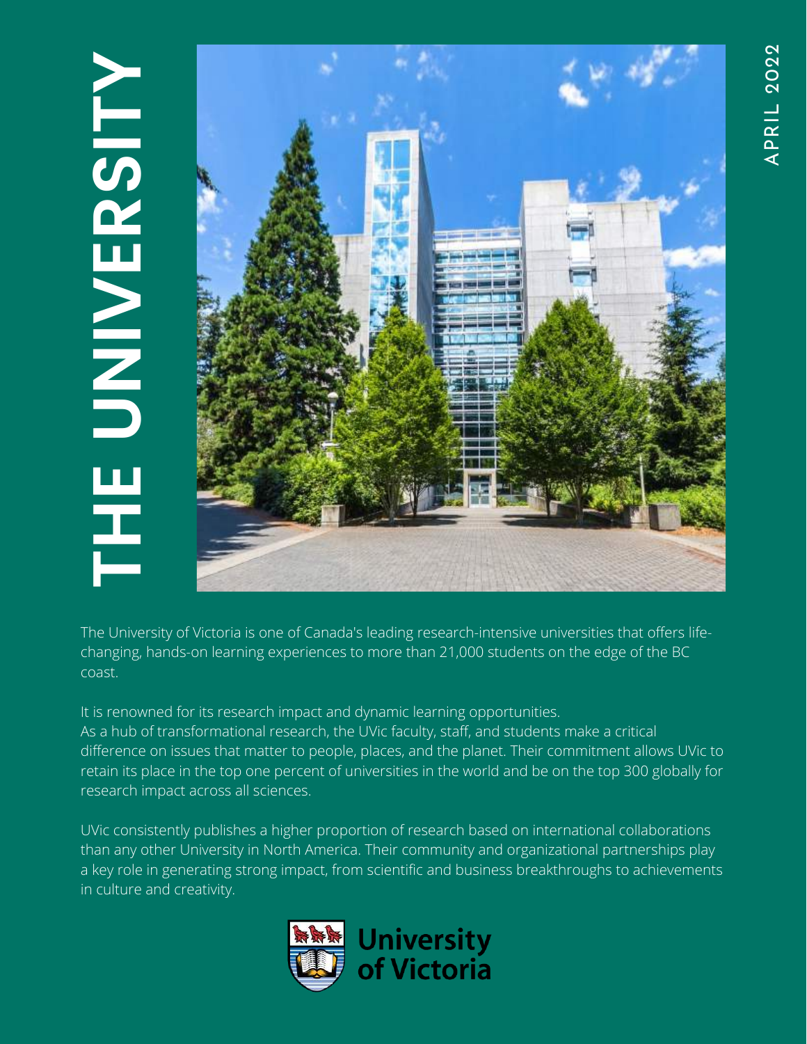# THE UNIVERSITY

APRIL 2022

The University of Victoria is one of Canada's leading research-intensive universities that offers life-changing, hands-on learning experiences to more than 21,000 students on the edge of the BC coast.

It is renowned for its research impact and dynamic learning opportunities.
As a hub of transformational research, the UVic faculty, staff, and students make a critical difference on issues that matter to people, places, and the planet. Their commitment allows UVic to retain its place in the top one percent of universities in the world and be on the top 300 globally for research impact across all sciences.

UVic consistently publishes a higher proportion of research based on international collaborations than any other University in North America. Their community and organizational partnerships play a key role in generating strong impact, from scientific and business breakthroughs to achievements in culture and creativity.

University of Victoria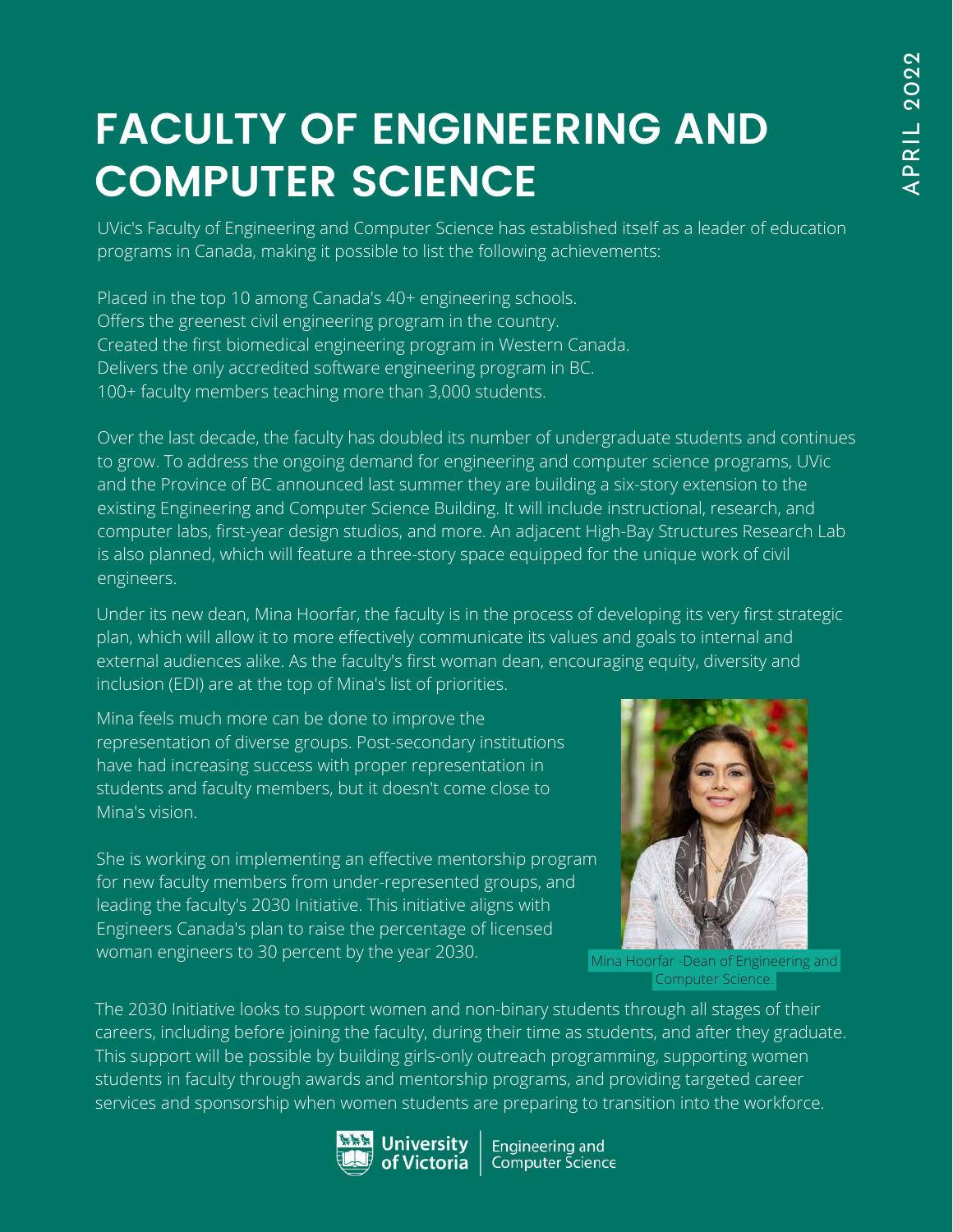# FACULTY OF ENGINEERING AND COMPUTER SCIENCE

UVic's Faculty of Engineering and Computer Science has established itself as a leader of education programs in Canada, making it possible to list the following achievements:

Placed in the top 10 among Canada's 40+ engineering schools.
Offers the greenest civil engineering program in the country.
Created the first biomedical engineering program in Western Canada.
Delivers the only accredited software engineering program in BC.
100+ faculty members teaching more than 3,000 students.

Over the last decade, the faculty has doubled its number of undergraduate students and continues to grow. To address the ongoing demand for engineering and computer science programs, UVic and the Province of BC announced last summer they are building a six-story extension to the existing Engineering and Computer Science Building. It will include instructional, research, and computer labs, first-year design studios, and more. An adjacent High-Bay Structures Research Lab is also planned, which will feature a three-story space equipped for the unique work of civil engineers.

Under its new dean, Mina Hoorfar, the faculty is in the process of developing its very first strategic plan, which will allow it to more effectively communicate its values and goals to internal and external audiences alike. As the faculty's first woman dean, encouraging equity, diversity and inclusion (EDI) are at the top of Mina's list of priorities.

Mina feels much more can be done to improve the representation of diverse groups. Post-secondary institutions have had increasing success with proper representation in students and faculty members, but it doesn't come close to Mina's vision.

She is working on implementing an effective mentorship program for new faculty members from under-represented groups, and leading the faculty's 2030 Initiative. This initiative aligns with Engineers Canada's plan to raise the percentage of licensed woman engineers to 30 percent by the year 2030.

Mina Hoorfar -Dean of Engineering and Computer Science.

The 2030 Initiative looks to support women and non-binary students through all stages of their careers, including before joining the faculty, during their time as students, and after they graduate. This support will be possible by building girls-only outreach programming, supporting women students in faculty through awards and mentorship programs, and providing targeted career services and sponsorship when women students are preparing to transition into the workforce.

University of Victoria | Engineering and Computer Science